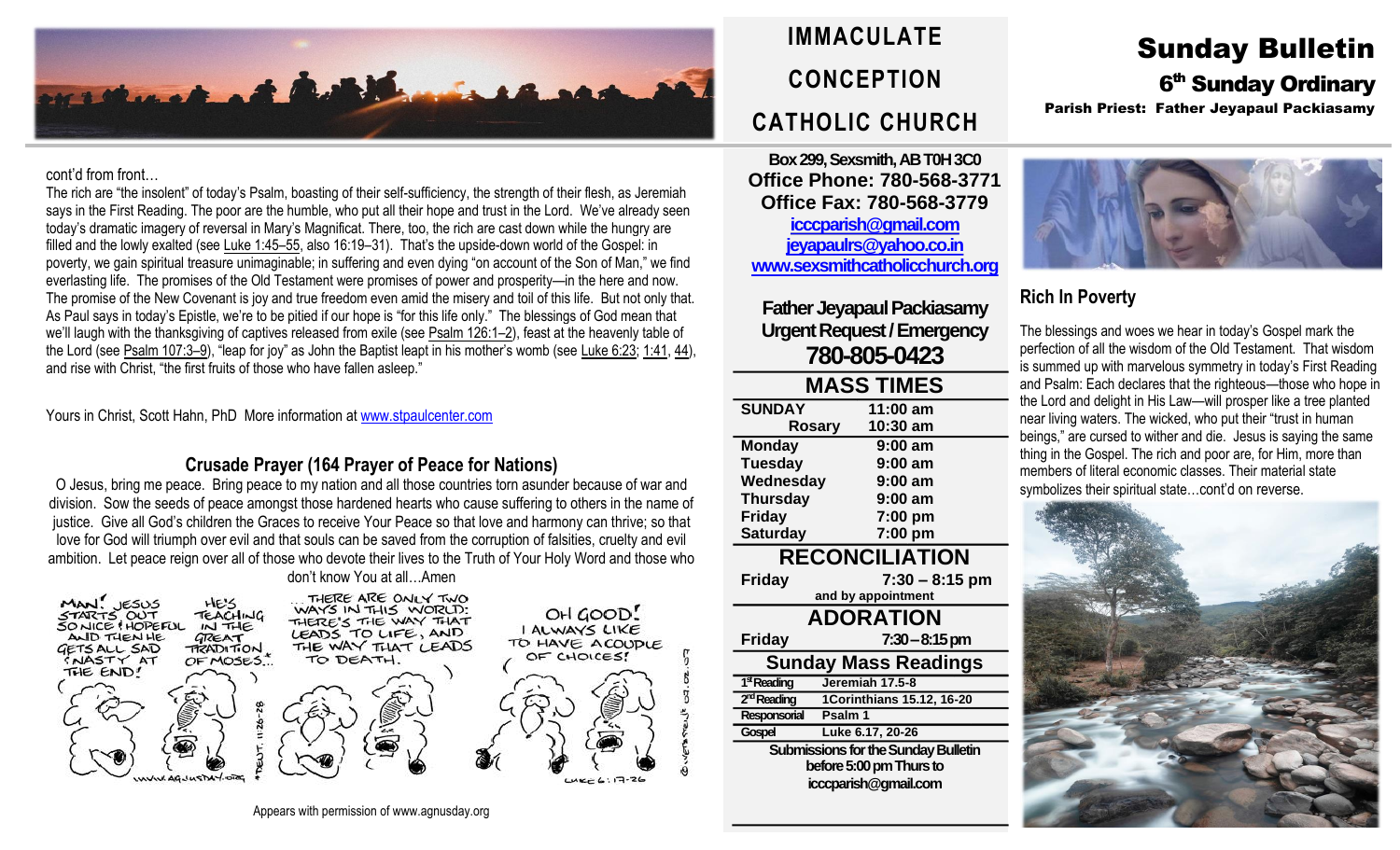# Sunday Bulletin

## 6th Sunday Ordinary

**Parish Priest: Father Jeyapaul Packiasamy**

## IMMACULATE CONCEPTION CATHOLIC CHURCH

**Box 299, Sexsmith, AB T0H 3C0**
**Office Phone: 780-568-3771**
**Office Fax: 780-568-3779**
**icccparish@gmail.com**
**jeyapaulrs@yahoo.co.in**
**www.sexsmithcatholicchurch.org**

**Father Jeyapaul Packiasamy**
**Urgent Request / Emergency**
**780-805-0423**

### MASS TIMES

| | |
|---|---|
| **SUNDAY** | **11:00 am** |
| **Rosary** | **10:30 am** |
| **Monday** | **9:00 am** |
| **Tuesday** | **9:00 am** |
| **Wednesday** | **9:00 am** |
| **Thursday** | **9:00 am** |
| **Friday** | **7:00 pm** |
| **Saturday** | **7:00 pm** |

### RECONCILIATION

**Friday** **7:30 – 8:15 pm**
**and by appointment**

### ADORATION

**Friday** **7:30 – 8:15 pm**

### Sunday Mass Readings

| | |
|---|---|
| **1st Reading** | **Jeremiah 17.5-8** |
| **2nd Reading** | **1Corinthians 15.12, 16-20** |
| **Responsorial** | **Psalm 1** |
| **Gospel** | **Luke 6.17, 20-26** |

**Submissions for the Sunday Bulletin before 5:00 pm Thurs to icccparish@gmail.com**

## Rich In Poverty

The blessings and woes we hear in today's Gospel mark the perfection of all the wisdom of the Old Testament. That wisdom is summed up with marvelous symmetry in today's First Reading and Psalm: Each declares that the righteous—those who hope in the Lord and delight in His Law—will prosper like a tree planted near living waters. The wicked, who put their "trust in human beings," are cursed to wither and die. Jesus is saying the same thing in the Gospel. The rich and poor are, for Him, more than members of literal economic classes. Their material state symbolizes their spiritual state…cont'd on reverse.

cont'd from front…

The rich are "the insolent" of today's Psalm, boasting of their self-sufficiency, the strength of their flesh, as Jeremiah says in the First Reading. The poor are the humble, who put all their hope and trust in the Lord. We've already seen today's dramatic imagery of reversal in Mary's Magnificat. There, too, the rich are cast down while the hungry are filled and the lowly exalted (see Luke 1:45–55, also 16:19–31). That's the upside-down world of the Gospel: in poverty, we gain spiritual treasure unimaginable; in suffering and even dying "on account of the Son of Man," we find everlasting life. The promises of the Old Testament were promises of power and prosperity—in the here and now. The promise of the New Covenant is joy and true freedom even amid the misery and toil of this life. But not only that. As Paul says in today's Epistle, we're to be pitied if our hope is "for this life only." The blessings of God mean that we'll laugh with the thanksgiving of captives released from exile (see Psalm 126:1–2), feast at the heavenly table of the Lord (see Psalm 107:3–9), "leap for joy" as John the Baptist leapt in his mother's womb (see Luke 6:23; 1:41, 44), and rise with Christ, "the first fruits of those who have fallen asleep."

Yours in Christ, Scott Hahn, PhD More information at www.stpaulcenter.com

### Crusade Prayer (164 Prayer of Peace for Nations)

O Jesus, bring me peace. Bring peace to my nation and all those countries torn asunder because of war and division. Sow the seeds of peace amongst those hardened hearts who cause suffering to others in the name of justice. Give all God's children the Graces to receive Your Peace so that love and harmony can thrive; so that love for God will triumph over evil and that souls can be saved from the corruption of falsities, cruelty and evil ambition. Let peace reign over all of those who devote their lives to the Truth of Your Holy Word and those who don't know You at all…Amen

Appears with permission of www.agnusday.org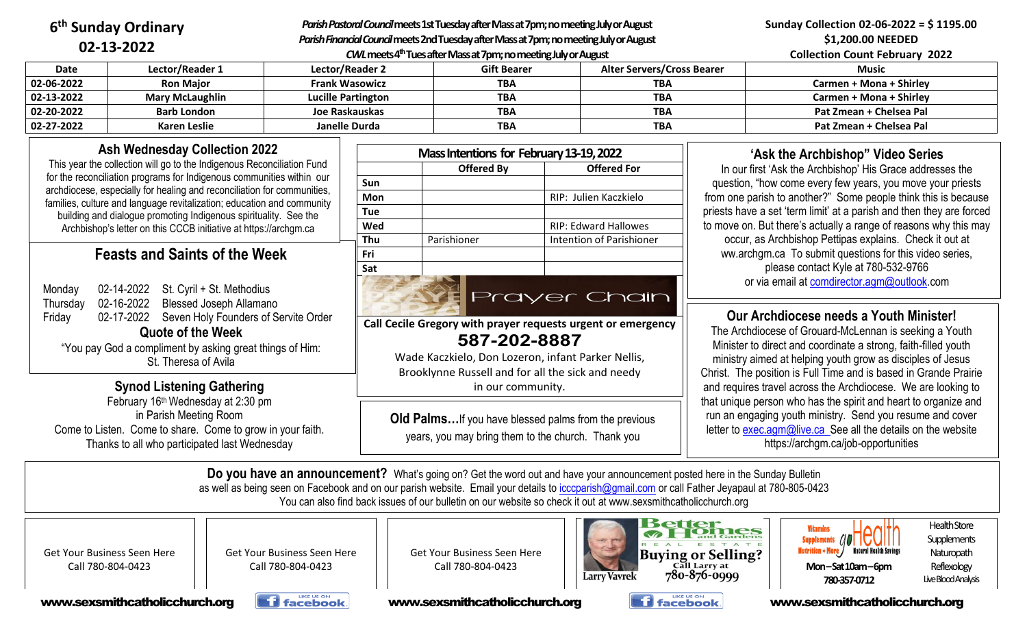# 6th Sunday Ordinary
## 02-13-2022

***Parish Pastoral Council* meets 1st Tuesday after Mass at 7pm; no meeting July or August**
***Parish Financial Council* meets 2nd Tuesday after Mass at 7pm; no meeting July or August**
***CWL* meets 4th Tues after Mass at 7pm; no meeting July or August**

**Sunday Collection 02-06-2022 = $ 1195.00**
**$1,200.00 NEEDED**
**Collection Count February 2022**

| Date | Lector/Reader 1 | Lector/Reader 2 | Gift Bearer | Alter Servers/Cross Bearer | Music |
|---|---|---|---|---|---|
| 02-06-2022 | Ron Major | Frank Wasowicz | TBA | TBA | Carmen + Mona + Shirley |
| 02-13-2022 | Mary McLaughlin | Lucille Partington | TBA | TBA | Carmen + Mona + Shirley |
| 02-20-2022 | Barb London | Joe Raskauskas | TBA | TBA | Pat Zmean + Chelsea Pal |
| 02-27-2022 | Karen Leslie | Janelle Durda | TBA | TBA | Pat Zmean + Chelsea Pal |

## Ash Wednesday Collection 2022

This year the collection will go to the Indigenous Reconciliation Fund for the reconciliation programs for Indigenous communities within our archdiocese, especially for healing and reconciliation for communities, families, culture and language revitalization; education and community building and dialogue promoting Indigenous spirituality. See the Archbishop's letter on this CCCB initiative at https://archgm.ca

## Feasts and Saints of the Week

Monday 02-14-2022 St. Cyril + St. Methodius
Thursday 02-16-2022 Blessed Joseph Allamano
Friday 02-17-2022 Seven Holy Founders of Servite Order

### Quote of the Week

"You pay God a compliment by asking great things of Him: St. Theresa of Avila

## Synod Listening Gathering

February 16th Wednesday at 2:30 pm
in Parish Meeting Room
Come to Listen. Come to share. Come to grow in your faith.
Thanks to all who participated last Wednesday

## Mass Intentions for February 13-19, 2022

| | Offered By | Offered For |
|---|---|---|
| Sun | | |
| Mon | | RIP: Julien Kaczkielo |
| Tue | | |
| Wed | | RIP: Edward Hallowes |
| Thu | Parishioner | Intention of Parishioner |
| Fri | | |
| Sat | | |

## Prayer Chain

**Call Cecile Gregory with prayer requests urgent or emergency**
**587-202-8887**
Wade Kaczkielo, Don Lozeron, infant Parker Nellis, Brooklynne Russell and for all the sick and needy in our community.

**Old Palms…**If you have blessed palms from the previous years, you may bring them to the church. Thank you

## 'Ask the Archbishop" Video Series

In our first 'Ask the Archbishop' His Grace addresses the question, "how come every few years, you move your priests from one parish to another?" Some people think this is because priests have a set 'term limit' at a parish and then they are forced to move on. But there's actually a range of reasons why this may occur, as Archbishop Pettipas explains. Check it out at ww.archgm.ca To submit questions for this video series, please contact Kyle at 780-532-9766 or via email at comdirector.agm@outlook.com

## Our Archdiocese needs a Youth Minister!

The Archdiocese of Grouard-McLennan is seeking a Youth Minister to direct and coordinate a strong, faith-filled youth ministry aimed at helping youth grow as disciples of Jesus Christ. The position is Full Time and is based in Grande Prairie and requires travel across the Archdiocese. We are looking to that unique person who has the spirit and heart to organize and run an engaging youth ministry. Send you resume and cover letter to exec.agm@live.ca See all the details on the website https://archgm.ca/job-opportunities

**Do you have an announcement?** What's going on? Get the word out and have your announcement posted here in the Sunday Bulletin as well as being seen on Facebook and on our parish website. Email your details to icccparish@gmail.com or call Father Jeyapaul at 780-805-0423 You can also find back issues of our bulletin on our website so check it out at www.sexsmithcatholicchurch.org

Get Your Business Seen Here
Call 780-804-0423

Get Your Business Seen Here
Call 780-804-0423

Get Your Business Seen Here
Call 780-804-0423

Better Homes and Gardens Real Estate
Buying or Selling?
Call Larry at 780-876-0999
Larry Vavrek

Vitamins Supplements Nutrition + More
Health Natural Health Savings
Mon – Sat 10am – 6pm
780-357-0712
Health Store
Supplements
Naturopath
Reflexology
Live Blood Analysis

www.sexsmithcatholicchurch.org facebook www.sexsmithcatholicchurch.org facebook www.sexsmithcatholicchurch.org